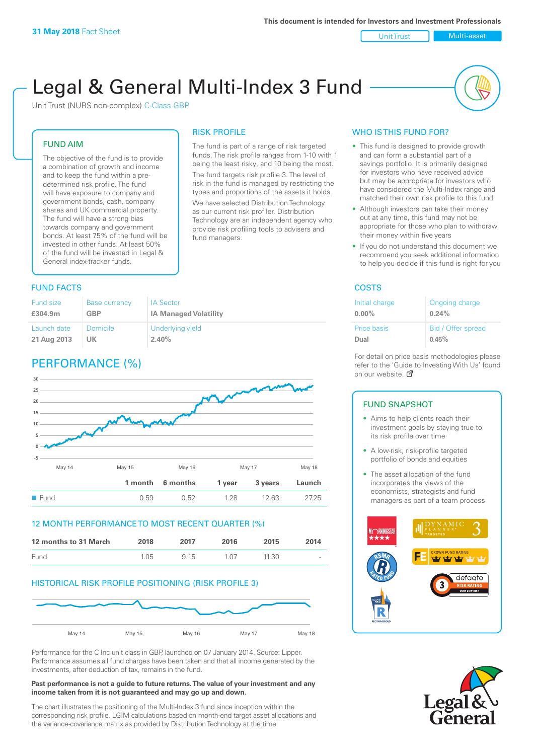**31 May 2018** Fact Sheet

This document is intended for Investors and Investment Professionals

Unit Trust | Multi-asset

# Legal & General Multi-Index 3 Fund

Unit Trust (NURS non-complex) C-Class GBP

## FUND AIM

The objective of the fund is to provide a combination of growth and income and to keep the fund within a pre-determined risk profile. The fund will have exposure to company and government bonds, cash, company shares and UK commercial property. The fund will have a strong bias towards company and government bonds. At least 75% of the fund will be invested in other funds. At least 50% of the fund will be invested in Legal & General index-tracker funds.

## RISK PROFILE

The fund is part of a range of risk targeted funds. The risk profile ranges from 1-10 with 1 being the least risky, and 10 being the most.

The fund targets risk profile 3. The level of risk in the fund is managed by restricting the types and proportions of the assets it holds. We have selected Distribution Technology as our current risk profiler. Distribution Technology are an independent agency who provide risk profiling tools to advisers and fund managers.

## WHO IS THIS FUND FOR?

- This fund is designed to provide growth and can form a substantial part of a savings portfolio. It is primarily designed for investors who have received advice but may be appropriate for investors who have considered the Multi-Index range and matched their own risk profile to this fund
- Although investors can take their money out at any time, this fund may not be appropriate for those who plan to withdraw their money within five years
- If you do not understand this document we recommend you seek additional information to help you decide if this fund is right for you

## FUND FACTS

| Fund size | Base currency | IA Sector |
|---|---|---|
| **£304.9m** | **GBP** | **IA Managed Volatility** |
| Launch date | Domicile | Underlying yield |
| **21 Aug 2013** | **UK** | **2.40%** |

## COSTS

| Initial charge | Ongoing charge |
|---|---|
| **0.00%** | **0.24%** |
| Price basis | Bid / Offer spread |
| **Dual** | **0.45%** |

For detail on price basis methodologies please refer to the 'Guide to Investing With Us' found on our website.

## PERFORMANCE (%)

| | 1 month | 6 months | 1 year | 3 years | Launch |
|---|---|---|---|---|---|
| Fund | 0.59 | 0.52 | 1.28 | 12.63 | 27.25 |

## 12 MONTH PERFORMANCE TO MOST RECENT QUARTER (%)

| 12 months to 31 March | 2018 | 2017 | 2016 | 2015 | 2014 |
|---|---|---|---|---|---|
| Fund | 1.05 | 9.15 | 1.07 | 11.30 | - |

## HISTORICAL RISK PROFILE POSITIONING (RISK PROFILE 3)

Performance for the C Inc unit class in GBP, launched on 07 January 2014. Source: Lipper. Performance assumes all fund charges have been taken and that all income generated by the investments, after deduction of tax, remains in the fund.

**Past performance is not a guide to future returns. The value of your investment and any income taken from it is not guaranteed and may go up and down.**

The chart illustrates the positioning of the Multi-Index 3 fund since inception within the corresponding risk profile. LGIM calculations based on month-end target asset allocations and the variance-covariance matrix as provided by Distribution Technology at the time.

## FUND SNAPSHOT

- Aims to help clients reach their investment goals by staying true to its risk profile over time
- A low-risk, risk-profile targeted portfolio of bonds and equities
- The asset allocation of the fund incorporates the views of the economists, strategists and fund managers as part of a team process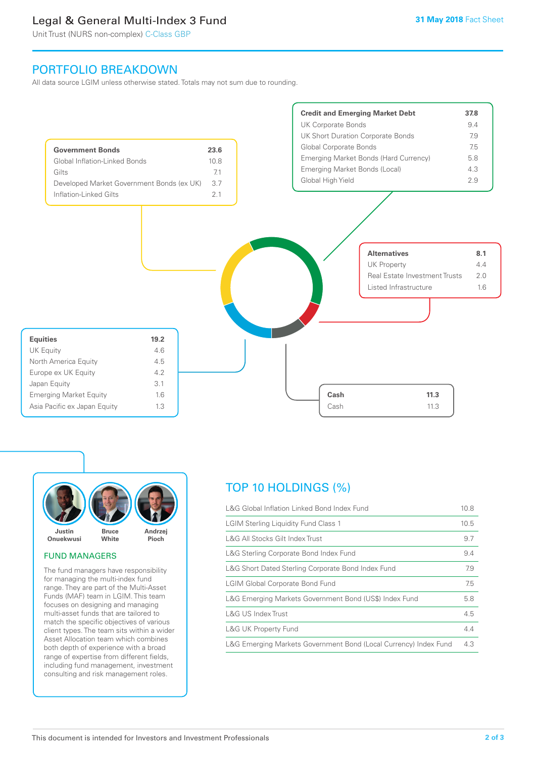# Legal & General Multi-Index 3 Fund

Unit Trust (NURS non-complex) C-Class GBP

31 May 2018 Fact Sheet

## PORTFOLIO BREAKDOWN

All data source LGIM unless otherwise stated. Totals may not sum due to rounding.

| Government Bonds | 23.6 |
|---|---|
| Global Inflation-Linked Bonds | 10.8 |
| Gilts | 7.1 |
| Developed Market Government Bonds (ex UK) | 3.7 |
| Inflation-Linked Gilts | 2.1 |

| Credit and Emerging Market Debt | 37.8 |
|---|---|
| UK Corporate Bonds | 9.4 |
| UK Short Duration Corporate Bonds | 7.9 |
| Global Corporate Bonds | 7.5 |
| Emerging Market Bonds (Hard Currency) | 5.8 |
| Emerging Market Bonds (Local) | 4.3 |
| Global High Yield | 2.9 |

| Alternatives | 8.1 |
|---|---|
| UK Property | 4.4 |
| Real Estate Investment Trusts | 2.0 |
| Listed Infrastructure | 1.6 |

| Equities | 19.2 |
|---|---|
| UK Equity | 4.6 |
| North America Equity | 4.5 |
| Europe ex UK Equity | 4.2 |
| Japan Equity | 3.1 |
| Emerging Market Equity | 1.6 |
| Asia Pacific ex Japan Equity | 1.3 |

| Cash | 11.3 |
|---|---|
| Cash | 11.3 |

Justin Onuekwusi, Bruce White, Andrzej Pioch

### FUND MANAGERS

The fund managers have responsibility for managing the multi-index fund range. They are part of the Multi-Asset Funds (MAF) team in LGIM. This team focuses on designing and managing multi-asset funds that are tailored to match the specific objectives of various client types. The team sits within a wider Asset Allocation team which combines both depth of experience with a broad range of expertise from different fields, including fund management, investment consulting and risk management roles.

## TOP 10 HOLDINGS (%)

| Holding | % |
|---|---|
| L&G Global Inflation Linked Bond Index Fund | 10.8 |
| LGIM Sterling Liquidity Fund Class 1 | 10.5 |
| L&G All Stocks Gilt Index Trust | 9.7 |
| L&G Sterling Corporate Bond Index Fund | 9.4 |
| L&G Short Dated Sterling Corporate Bond Index Fund | 7.9 |
| LGIM Global Corporate Bond Fund | 7.5 |
| L&G Emerging Markets Government Bond (US$) Index Fund | 5.8 |
| L&G US Index Trust | 4.5 |
| L&G UK Property Fund | 4.4 |
| L&G Emerging Markets Government Bond (Local Currency) Index Fund | 4.3 |

This document is intended for Investors and Investment Professionals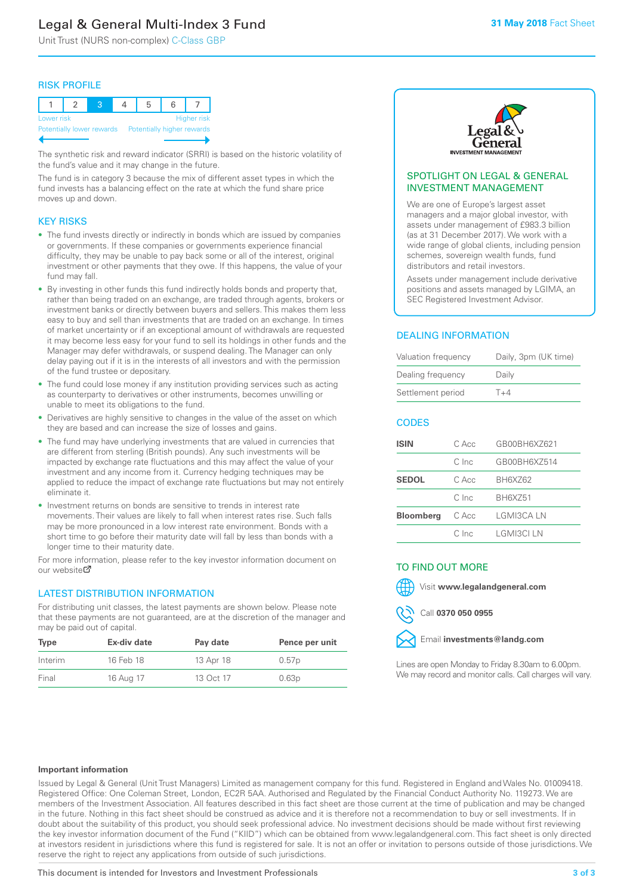# Legal & General Multi-Index 3 Fund

Unit Trust (NURS non-complex) C-Class GBP

**31 May 2018** Fact Sheet

## RISK PROFILE

| 1 | 2 | 3 | 4 | 5 | 6 | 7 |
|---|---|---|---|---|---|---|

Lower risk — Higher risk

Potentially lower rewards — Potentially higher rewards

The synthetic risk and reward indicator (SRRI) is based on the historic volatility of the fund's value and it may change in the future.

The fund is in category 3 because the mix of different asset types in which the fund invests has a balancing effect on the rate at which the fund share price moves up and down.

## KEY RISKS

- The fund invests directly or indirectly in bonds which are issued by companies or governments. If these companies or governments experience financial difficulty, they may be unable to pay back some or all of the interest, original investment or other payments that they owe. If this happens, the value of your fund may fall.
- By investing in other funds this fund indirectly holds bonds and property that, rather than being traded on an exchange, are traded through agents, brokers or investment banks or directly between buyers and sellers. This makes them less easy to buy and sell than investments that are traded on an exchange. In times of market uncertainty or if an exceptional amount of withdrawals are requested it may become less easy for your fund to sell its holdings in other funds and the Manager may defer withdrawals, or suspend dealing. The Manager can only delay paying out if it is in the interests of all investors and with the permission of the fund trustee or depositary.
- The fund could lose money if any institution providing services such as acting as counterparty to derivatives or other instruments, becomes unwilling or unable to meet its obligations to the fund.
- Derivatives are highly sensitive to changes in the value of the asset on which they are based and can increase the size of losses and gains.
- The fund may have underlying investments that are valued in currencies that are different from sterling (British pounds). Any such investments will be impacted by exchange rate fluctuations and this may affect the value of your investment and any income from it. Currency hedging techniques may be applied to reduce the impact of exchange rate fluctuations but may not entirely eliminate it.
- Investment returns on bonds are sensitive to trends in interest rate movements. Their values are likely to fall when interest rates rise. Such falls may be more pronounced in a low interest rate environment. Bonds with a short time to go before their maturity date will fall by less than bonds with a longer time to their maturity date.

For more information, please refer to the key investor information document on our website

## LATEST DISTRIBUTION INFORMATION

For distributing unit classes, the latest payments are shown below. Please note that these payments are not guaranteed, are at the discretion of the manager and may be paid out of capital.

| Type | Ex-div date | Pay date | Pence per unit |
|---|---|---|---|
| Interim | 16 Feb 18 | 13 Apr 18 | 0.57p |
| Final | 16 Aug 17 | 13 Oct 17 | 0.63p |

## SPOTLIGHT ON LEGAL & GENERAL INVESTMENT MANAGEMENT

We are one of Europe's largest asset managers and a major global investor, with assets under management of £983.3 billion (as at 31 December 2017). We work with a wide range of global clients, including pension schemes, sovereign wealth funds, fund distributors and retail investors.

Assets under management include derivative positions and assets managed by LGIMA, an SEC Registered Investment Advisor.

## DEALING INFORMATION

| | |
|---|---|
| Valuation frequency | Daily, 3pm (UK time) |
| Dealing frequency | Daily |
| Settlement period | T+4 |

## CODES

| | | |
|---|---|---|
| **ISIN** | C Acc | GB00BH6XZ621 |
| | C Inc | GB00BH6XZ514 |
| **SEDOL** | C Acc | BH6XZ62 |
| | C Inc | BH6XZ51 |
| **Bloomberg** | C Acc | LGMI3CA LN |
| | C Inc | LGMI3CI LN |

## TO FIND OUT MORE

Visit **www.legalandgeneral.com**

Call **0370 050 0955**

Email **investments@landg.com**

Lines are open Monday to Friday 8.30am to 6.00pm. We may record and monitor calls. Call charges will vary.

**Important information**

Issued by Legal & General (Unit Trust Managers) Limited as management company for this fund. Registered in England and Wales No. 01009418. Registered Office: One Coleman Street, London, EC2R 5AA. Authorised and Regulated by the Financial Conduct Authority No. 119273. We are members of the Investment Association. All features described in this fact sheet are those current at the time of publication and may be changed in the future. Nothing in this fact sheet should be construed as advice and it is therefore not a recommendation to buy or sell investments. If in doubt about the suitability of this product, you should seek professional advice. No investment decisions should be made without first reviewing the key investor information document of the Fund ("KIID") which can be obtained from www.legalandgeneral.com. This fact sheet is only directed at investors resident in jurisdictions where this fund is registered for sale. It is not an offer or invitation to persons outside of those jurisdictions. We reserve the right to reject any applications from outside of such jurisdictions.

This document is intended for Investors and Investment Professionals